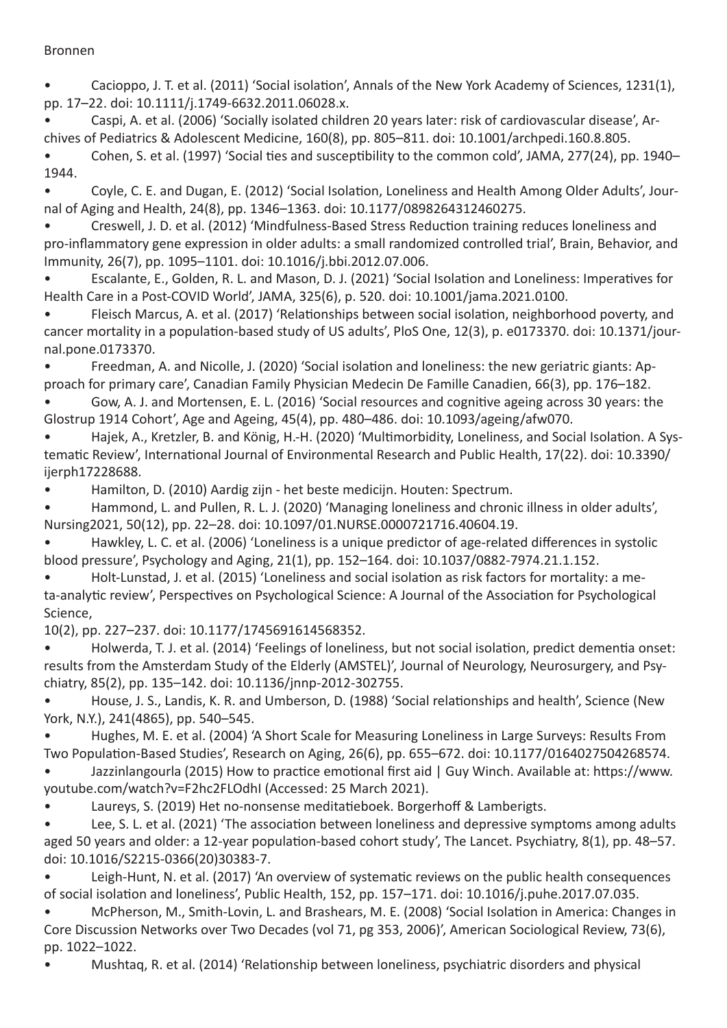Bronnen

- Cacioppo, J. T. et al. (2011) 'Social isolation', Annals of the New York Academy of Sciences, 1231(1), pp. 17–22. doi: 10.1111/j.1749-6632.2011.06028.x.
- Caspi, A. et al. (2006) 'Socially isolated children 20 years later: risk of cardiovascular disease', Archives of Pediatrics & Adolescent Medicine, 160(8), pp. 805–811. doi: 10.1001/archpedi.160.8.805.
- Cohen, S. et al. (1997) 'Social ties and susceptibility to the common cold', JAMA, 277(24), pp. 1940–1944.
- Coyle, C. E. and Dugan, E. (2012) 'Social Isolation, Loneliness and Health Among Older Adults', Journal of Aging and Health, 24(8), pp. 1346–1363. doi: 10.1177/0898264312460275.
- Creswell, J. D. et al. (2012) 'Mindfulness-Based Stress Reduction training reduces loneliness and pro-inflammatory gene expression in older adults: a small randomized controlled trial', Brain, Behavior, and Immunity, 26(7), pp. 1095–1101. doi: 10.1016/j.bbi.2012.07.006.
- Escalante, E., Golden, R. L. and Mason, D. J. (2021) 'Social Isolation and Loneliness: Imperatives for Health Care in a Post-COVID World', JAMA, 325(6), p. 520. doi: 10.1001/jama.2021.0100.
- Fleisch Marcus, A. et al. (2017) 'Relationships between social isolation, neighborhood poverty, and cancer mortality in a population-based study of US adults', PloS One, 12(3), p. e0173370. doi: 10.1371/journal.pone.0173370.
- Freedman, A. and Nicolle, J. (2020) 'Social isolation and loneliness: the new geriatric giants: Approach for primary care', Canadian Family Physician Medecin De Famille Canadien, 66(3), pp. 176–182.
- Gow, A. J. and Mortensen, E. L. (2016) 'Social resources and cognitive ageing across 30 years: the Glostrup 1914 Cohort', Age and Ageing, 45(4), pp. 480–486. doi: 10.1093/ageing/afw070.
- Hajek, A., Kretzler, B. and König, H.-H. (2020) 'Multimorbidity, Loneliness, and Social Isolation. A Systematic Review', International Journal of Environmental Research and Public Health, 17(22). doi: 10.3390/ijerph17228688.
- Hamilton, D. (2010) Aardig zijn - het beste medicijn. Houten: Spectrum.
- Hammond, L. and Pullen, R. L. J. (2020) 'Managing loneliness and chronic illness in older adults', Nursing2021, 50(12), pp. 22–28. doi: 10.1097/01.NURSE.0000721716.40604.19.
- Hawkley, L. C. et al. (2006) 'Loneliness is a unique predictor of age-related differences in systolic blood pressure', Psychology and Aging, 21(1), pp. 152–164. doi: 10.1037/0882-7974.21.1.152.
- Holt-Lunstad, J. et al. (2015) 'Loneliness and social isolation as risk factors for mortality: a meta-analytic review', Perspectives on Psychological Science: A Journal of the Association for Psychological Science, 10(2), pp. 227–237. doi: 10.1177/1745691614568352.
- Holwerda, T. J. et al. (2014) 'Feelings of loneliness, but not social isolation, predict dementia onset: results from the Amsterdam Study of the Elderly (AMSTEL)', Journal of Neurology, Neurosurgery, and Psychiatry, 85(2), pp. 135–142. doi: 10.1136/jnnp-2012-302755.
- House, J. S., Landis, K. R. and Umberson, D. (1988) 'Social relationships and health', Science (New York, N.Y.), 241(4865), pp. 540–545.
- Hughes, M. E. et al. (2004) 'A Short Scale for Measuring Loneliness in Large Surveys: Results From Two Population-Based Studies', Research on Aging, 26(6), pp. 655–672. doi: 10.1177/0164027504268574.
- Jazzinlangourla (2015) How to practice emotional first aid | Guy Winch. Available at: https://www.youtube.com/watch?v=F2hc2FLOdhI (Accessed: 25 March 2021).
- Laureys, S. (2019) Het no-nonsense meditatieboek. Borgerhoff & Lamberigts.
- Lee, S. L. et al. (2021) 'The association between loneliness and depressive symptoms among adults aged 50 years and older: a 12-year population-based cohort study', The Lancet. Psychiatry, 8(1), pp. 48–57. doi: 10.1016/S2215-0366(20)30383-7.
- Leigh-Hunt, N. et al. (2017) 'An overview of systematic reviews on the public health consequences of social isolation and loneliness', Public Health, 152, pp. 157–171. doi: 10.1016/j.puhe.2017.07.035.
- McPherson, M., Smith-Lovin, L. and Brashears, M. E. (2008) 'Social Isolation in America: Changes in Core Discussion Networks over Two Decades (vol 71, pg 353, 2006)', American Sociological Review, 73(6), pp. 1022–1022.
- Mushtaq, R. et al. (2014) 'Relationship between loneliness, psychiatric disorders and physical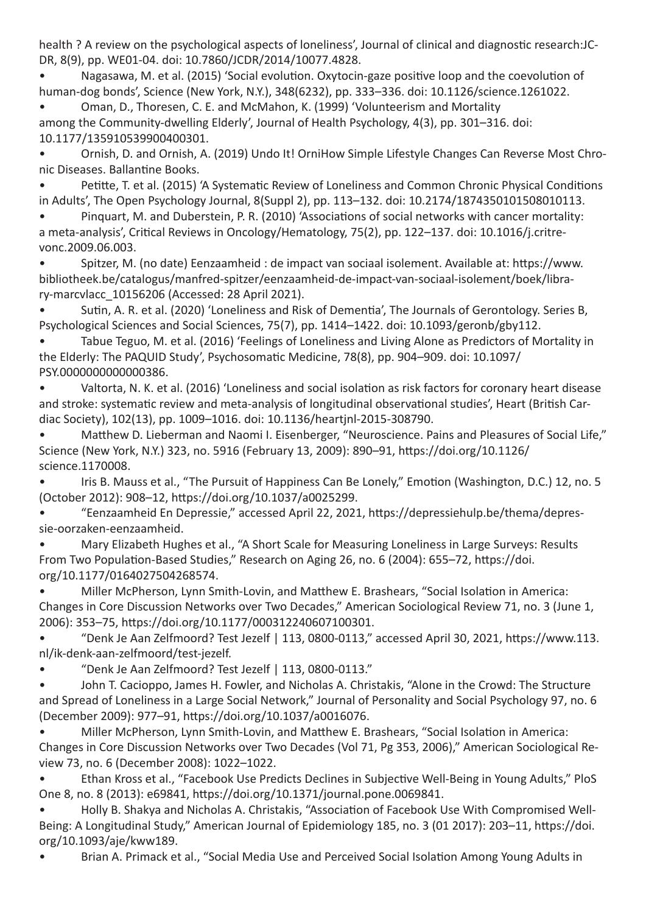health ? A review on the psychological aspects of loneliness', Journal of clinical and diagnostic research:JCDR, 8(9), pp. WE01-04. doi: 10.7860/JCDR/2014/10077.4828.

- Nagasawa, M. et al. (2015) 'Social evolution. Oxytocin-gaze positive loop and the coevolution of human-dog bonds', Science (New York, N.Y.), 348(6232), pp. 333–336. doi: 10.1126/science.1261022.
- Oman, D., Thoresen, C. E. and McMahon, K. (1999) 'Volunteerism and Mortality among the Community-dwelling Elderly', Journal of Health Psychology, 4(3), pp. 301–316. doi: 10.1177/135910539900400301.
- Ornish, D. and Ornish, A. (2019) Undo It! OrniHow Simple Lifestyle Changes Can Reverse Most Chronic Diseases. Ballantine Books.
- Petitte, T. et al. (2015) 'A Systematic Review of Loneliness and Common Chronic Physical Conditions in Adults', The Open Psychology Journal, 8(Suppl 2), pp. 113–132. doi: 10.2174/1874350101508010113.
- Pinquart, M. and Duberstein, P. R. (2010) 'Associations of social networks with cancer mortality: a meta-analysis', Critical Reviews in Oncology/Hematology, 75(2), pp. 122–137. doi: 10.1016/j.critrevonc.2009.06.003.
- Spitzer, M. (no date) Eenzaamheid : de impact van sociaal isolement. Available at: https://www.bibliotheek.be/catalogus/manfred-spitzer/eenzaamheid-de-impact-van-sociaal-isolement/boek/library-marcvlacc_10156206 (Accessed: 28 April 2021).
- Sutin, A. R. et al. (2020) 'Loneliness and Risk of Dementia', The Journals of Gerontology. Series B, Psychological Sciences and Social Sciences, 75(7), pp. 1414–1422. doi: 10.1093/geronb/gby112.
- Tabue Teguo, M. et al. (2016) 'Feelings of Loneliness and Living Alone as Predictors of Mortality in the Elderly: The PAQUID Study', Psychosomatic Medicine, 78(8), pp. 904–909. doi: 10.1097/PSY.0000000000000386.
- Valtorta, N. K. et al. (2016) 'Loneliness and social isolation as risk factors for coronary heart disease and stroke: systematic review and meta-analysis of longitudinal observational studies', Heart (British Cardiac Society), 102(13), pp. 1009–1016. doi: 10.1136/heartjnl-2015-308790.
- Matthew D. Lieberman and Naomi I. Eisenberger, "Neuroscience. Pains and Pleasures of Social Life," Science (New York, N.Y.) 323, no. 5916 (February 13, 2009): 890–91, https://doi.org/10.1126/science.1170008.
- Iris B. Mauss et al., "The Pursuit of Happiness Can Be Lonely," Emotion (Washington, D.C.) 12, no. 5 (October 2012): 908–12, https://doi.org/10.1037/a0025299.
- "Eenzaamheid En Depressie," accessed April 22, 2021, https://depressiehulp.be/thema/depressie-oorzaken-eenzaamheid.
- Mary Elizabeth Hughes et al., "A Short Scale for Measuring Loneliness in Large Surveys: Results From Two Population-Based Studies," Research on Aging 26, no. 6 (2004): 655–72, https://doi.org/10.1177/0164027504268574.
- Miller McPherson, Lynn Smith-Lovin, and Matthew E. Brashears, "Social Isolation in America: Changes in Core Discussion Networks over Two Decades," American Sociological Review 71, no. 3 (June 1, 2006): 353–75, https://doi.org/10.1177/000312240607100301.
- "Denk Je Aan Zelfmoord? Test Jezelf | 113, 0800-0113," accessed April 30, 2021, https://www.113.nl/ik-denk-aan-zelfmoord/test-jezelf.
- "Denk Je Aan Zelfmoord? Test Jezelf | 113, 0800-0113."
- John T. Cacioppo, James H. Fowler, and Nicholas A. Christakis, "Alone in the Crowd: The Structure and Spread of Loneliness in a Large Social Network," Journal of Personality and Social Psychology 97, no. 6 (December 2009): 977–91, https://doi.org/10.1037/a0016076.
- Miller McPherson, Lynn Smith-Lovin, and Matthew E. Brashears, "Social Isolation in America: Changes in Core Discussion Networks over Two Decades (Vol 71, Pg 353, 2006)," American Sociological Review 73, no. 6 (December 2008): 1022–1022.
- Ethan Kross et al., "Facebook Use Predicts Declines in Subjective Well-Being in Young Adults," PloS One 8, no. 8 (2013): e69841, https://doi.org/10.1371/journal.pone.0069841.
- Holly B. Shakya and Nicholas A. Christakis, "Association of Facebook Use With Compromised Well-Being: A Longitudinal Study," American Journal of Epidemiology 185, no. 3 (01 2017): 203–11, https://doi.org/10.1093/aje/kww189.
- Brian A. Primack et al., "Social Media Use and Perceived Social Isolation Among Young Adults in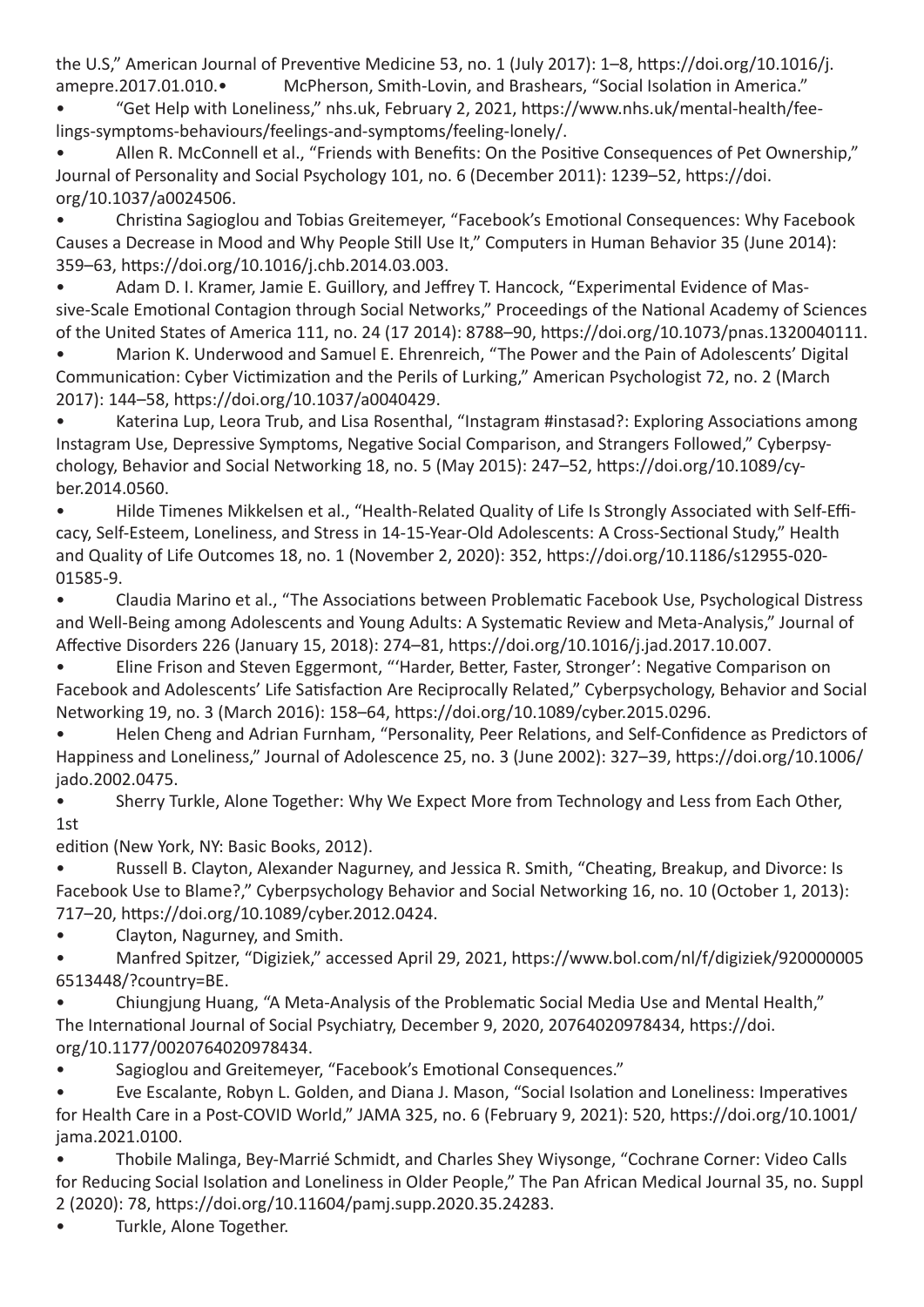the U.S," American Journal of Preventive Medicine 53, no. 1 (July 2017): 1–8, https://doi.org/10.1016/j.amepre.2017.01.010.• McPherson, Smith-Lovin, and Brashears, "Social Isolation in America."

- "Get Help with Loneliness," nhs.uk, February 2, 2021, https://www.nhs.uk/mental-health/feelings-symptoms-behaviours/feelings-and-symptoms/feeling-lonely/.
- Allen R. McConnell et al., "Friends with Benefits: On the Positive Consequences of Pet Ownership," Journal of Personality and Social Psychology 101, no. 6 (December 2011): 1239–52, https://doi.org/10.1037/a0024506.
- Christina Sagioglou and Tobias Greitemeyer, "Facebook's Emotional Consequences: Why Facebook Causes a Decrease in Mood and Why People Still Use It," Computers in Human Behavior 35 (June 2014): 359–63, https://doi.org/10.1016/j.chb.2014.03.003.
- Adam D. I. Kramer, Jamie E. Guillory, and Jeffrey T. Hancock, "Experimental Evidence of Massive-Scale Emotional Contagion through Social Networks," Proceedings of the National Academy of Sciences of the United States of America 111, no. 24 (17 2014): 8788–90, https://doi.org/10.1073/pnas.1320040111.
- Marion K. Underwood and Samuel E. Ehrenreich, "The Power and the Pain of Adolescents' Digital Communication: Cyber Victimization and the Perils of Lurking," American Psychologist 72, no. 2 (March 2017): 144–58, https://doi.org/10.1037/a0040429.
- Katerina Lup, Leora Trub, and Lisa Rosenthal, "Instagram #instasad?: Exploring Associations among Instagram Use, Depressive Symptoms, Negative Social Comparison, and Strangers Followed," Cyberpsychology, Behavior and Social Networking 18, no. 5 (May 2015): 247–52, https://doi.org/10.1089/cyber.2014.0560.
- Hilde Timenes Mikkelsen et al., "Health-Related Quality of Life Is Strongly Associated with Self-Efficacy, Self-Esteem, Loneliness, and Stress in 14-15-Year-Old Adolescents: A Cross-Sectional Study," Health and Quality of Life Outcomes 18, no. 1 (November 2, 2020): 352, https://doi.org/10.1186/s12955-020-01585-9.
- Claudia Marino et al., "The Associations between Problematic Facebook Use, Psychological Distress and Well-Being among Adolescents and Young Adults: A Systematic Review and Meta-Analysis," Journal of Affective Disorders 226 (January 15, 2018): 274–81, https://doi.org/10.1016/j.jad.2017.10.007.
- Eline Frison and Steven Eggermont, "'Harder, Better, Faster, Stronger': Negative Comparison on Facebook and Adolescents' Life Satisfaction Are Reciprocally Related," Cyberpsychology, Behavior and Social Networking 19, no. 3 (March 2016): 158–64, https://doi.org/10.1089/cyber.2015.0296.
- Helen Cheng and Adrian Furnham, "Personality, Peer Relations, and Self-Confidence as Predictors of Happiness and Loneliness," Journal of Adolescence 25, no. 3 (June 2002): 327–39, https://doi.org/10.1006/jado.2002.0475.
- Sherry Turkle, Alone Together: Why We Expect More from Technology and Less from Each Other, 1st edition (New York, NY: Basic Books, 2012).
- Russell B. Clayton, Alexander Nagurney, and Jessica R. Smith, "Cheating, Breakup, and Divorce: Is Facebook Use to Blame?," Cyberpsychology Behavior and Social Networking 16, no. 10 (October 1, 2013): 717–20, https://doi.org/10.1089/cyber.2012.0424.
- Clayton, Nagurney, and Smith.
- Manfred Spitzer, "Digiziek," accessed April 29, 2021, https://www.bol.com/nl/f/digiziek/9200000056513448/?country=BE.
- Chiungjung Huang, "A Meta-Analysis of the Problematic Social Media Use and Mental Health," The International Journal of Social Psychiatry, December 9, 2020, 20764020978434, https://doi.org/10.1177/0020764020978434.
- Sagioglou and Greitemeyer, "Facebook's Emotional Consequences."
- Eve Escalante, Robyn L. Golden, and Diana J. Mason, "Social Isolation and Loneliness: Imperatives for Health Care in a Post-COVID World," JAMA 325, no. 6 (February 9, 2021): 520, https://doi.org/10.1001/jama.2021.0100.
- Thobile Malinga, Bey-Marrié Schmidt, and Charles Shey Wiysonge, "Cochrane Corner: Video Calls for Reducing Social Isolation and Loneliness in Older People," The Pan African Medical Journal 35, no. Suppl 2 (2020): 78, https://doi.org/10.11604/pamj.supp.2020.35.24283.
- Turkle, Alone Together.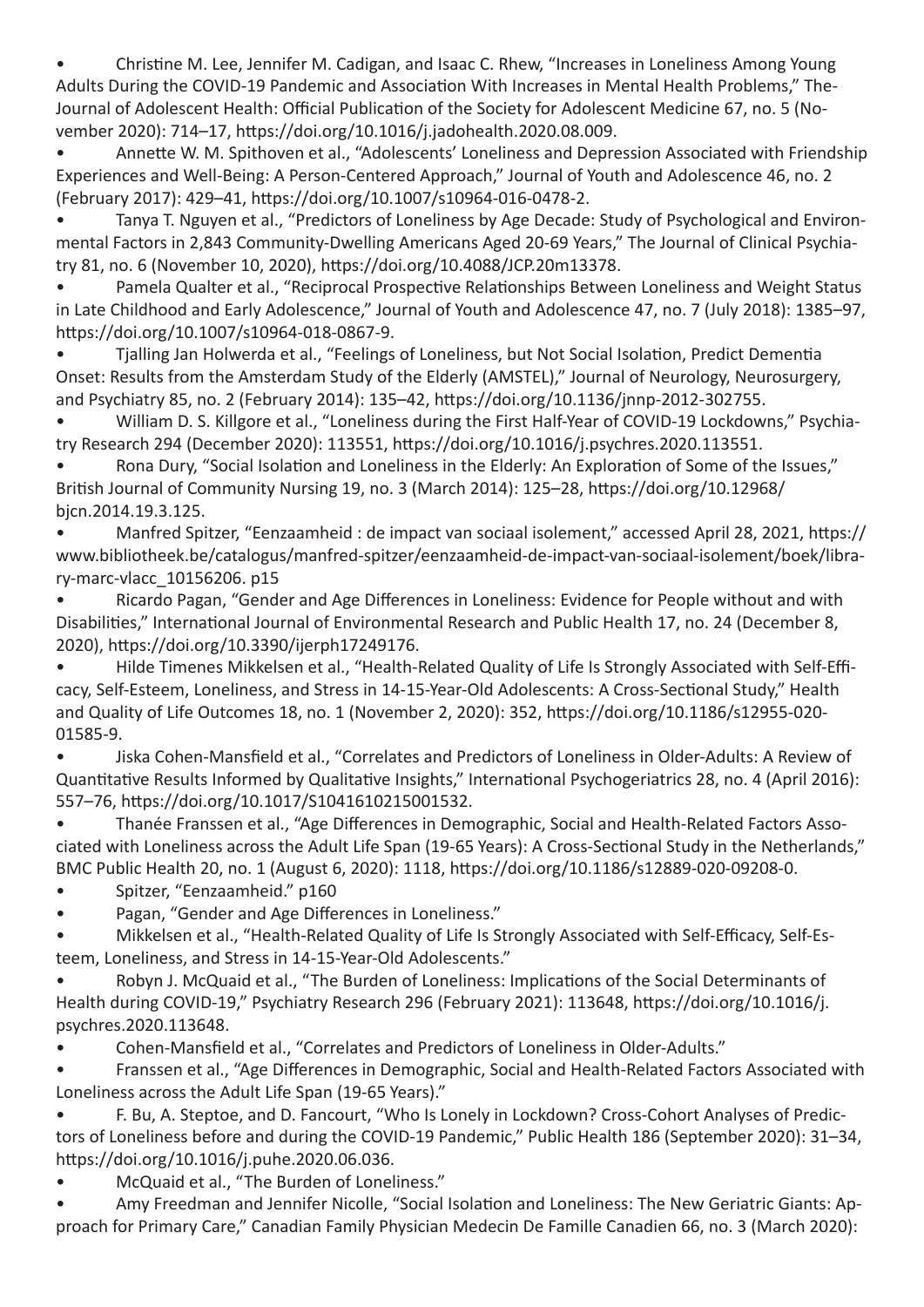- Christine M. Lee, Jennifer M. Cadigan, and Isaac C. Rhew, "Increases in Loneliness Among Young Adults During the COVID-19 Pandemic and Association With Increases in Mental Health Problems," The-Journal of Adolescent Health: Official Publication of the Society for Adolescent Medicine 67, no. 5 (November 2020): 714–17, https://doi.org/10.1016/j.jadohealth.2020.08.009.
- Annette W. M. Spithoven et al., "Adolescents' Loneliness and Depression Associated with Friendship Experiences and Well-Being: A Person-Centered Approach," Journal of Youth and Adolescence 46, no. 2 (February 2017): 429–41, https://doi.org/10.1007/s10964-016-0478-2.
- Tanya T. Nguyen et al., "Predictors of Loneliness by Age Decade: Study of Psychological and Environmental Factors in 2,843 Community-Dwelling Americans Aged 20-69 Years," The Journal of Clinical Psychiatry 81, no. 6 (November 10, 2020), https://doi.org/10.4088/JCP.20m13378.
- Pamela Qualter et al., "Reciprocal Prospective Relationships Between Loneliness and Weight Status in Late Childhood and Early Adolescence," Journal of Youth and Adolescence 47, no. 7 (July 2018): 1385–97, https://doi.org/10.1007/s10964-018-0867-9.
- Tjalling Jan Holwerda et al., "Feelings of Loneliness, but Not Social Isolation, Predict Dementia Onset: Results from the Amsterdam Study of the Elderly (AMSTEL)," Journal of Neurology, Neurosurgery, and Psychiatry 85, no. 2 (February 2014): 135–42, https://doi.org/10.1136/jnnp-2012-302755.
- William D. S. Killgore et al., "Loneliness during the First Half-Year of COVID-19 Lockdowns," Psychiatry Research 294 (December 2020): 113551, https://doi.org/10.1016/j.psychres.2020.113551.
- Rona Dury, "Social Isolation and Loneliness in the Elderly: An Exploration of Some of the Issues," British Journal of Community Nursing 19, no. 3 (March 2014): 125–28, https://doi.org/10.12968/bjcn.2014.19.3.125.
- Manfred Spitzer, "Eenzaamheid : de impact van sociaal isolement," accessed April 28, 2021, https://www.bibliotheek.be/catalogus/manfred-spitzer/eenzaamheid-de-impact-van-sociaal-isolement/boek/library-marc-vlacc_10156206. p15
- Ricardo Pagan, "Gender and Age Differences in Loneliness: Evidence for People without and with Disabilities," International Journal of Environmental Research and Public Health 17, no. 24 (December 8, 2020), https://doi.org/10.3390/ijerph17249176.
- Hilde Timenes Mikkelsen et al., "Health-Related Quality of Life Is Strongly Associated with Self-Efficacy, Self-Esteem, Loneliness, and Stress in 14-15-Year-Old Adolescents: A Cross-Sectional Study," Health and Quality of Life Outcomes 18, no. 1 (November 2, 2020): 352, https://doi.org/10.1186/s12955-020-01585-9.
- Jiska Cohen-Mansfield et al., "Correlates and Predictors of Loneliness in Older-Adults: A Review of Quantitative Results Informed by Qualitative Insights," International Psychogeriatrics 28, no. 4 (April 2016): 557–76, https://doi.org/10.1017/S1041610215001532.
- Thanée Franssen et al., "Age Differences in Demographic, Social and Health-Related Factors Associated with Loneliness across the Adult Life Span (19-65 Years): A Cross-Sectional Study in the Netherlands," BMC Public Health 20, no. 1 (August 6, 2020): 1118, https://doi.org/10.1186/s12889-020-09208-0.
- Spitzer, "Eenzaamheid." p160
- Pagan, "Gender and Age Differences in Loneliness."
- Mikkelsen et al., "Health-Related Quality of Life Is Strongly Associated with Self-Efficacy, Self-Esteem, Loneliness, and Stress in 14-15-Year-Old Adolescents."
- Robyn J. McQuaid et al., "The Burden of Loneliness: Implications of the Social Determinants of Health during COVID-19," Psychiatry Research 296 (February 2021): 113648, https://doi.org/10.1016/j.psychres.2020.113648.
- Cohen-Mansfield et al., "Correlates and Predictors of Loneliness in Older-Adults."
- Franssen et al., "Age Differences in Demographic, Social and Health-Related Factors Associated with Loneliness across the Adult Life Span (19-65 Years)."
- F. Bu, A. Steptoe, and D. Fancourt, "Who Is Lonely in Lockdown? Cross-Cohort Analyses of Predictors of Loneliness before and during the COVID-19 Pandemic," Public Health 186 (September 2020): 31–34, https://doi.org/10.1016/j.puhe.2020.06.036.
- McQuaid et al., "The Burden of Loneliness."
- Amy Freedman and Jennifer Nicolle, "Social Isolation and Loneliness: The New Geriatric Giants: Approach for Primary Care," Canadian Family Physician Medecin De Famille Canadien 66, no. 3 (March 2020):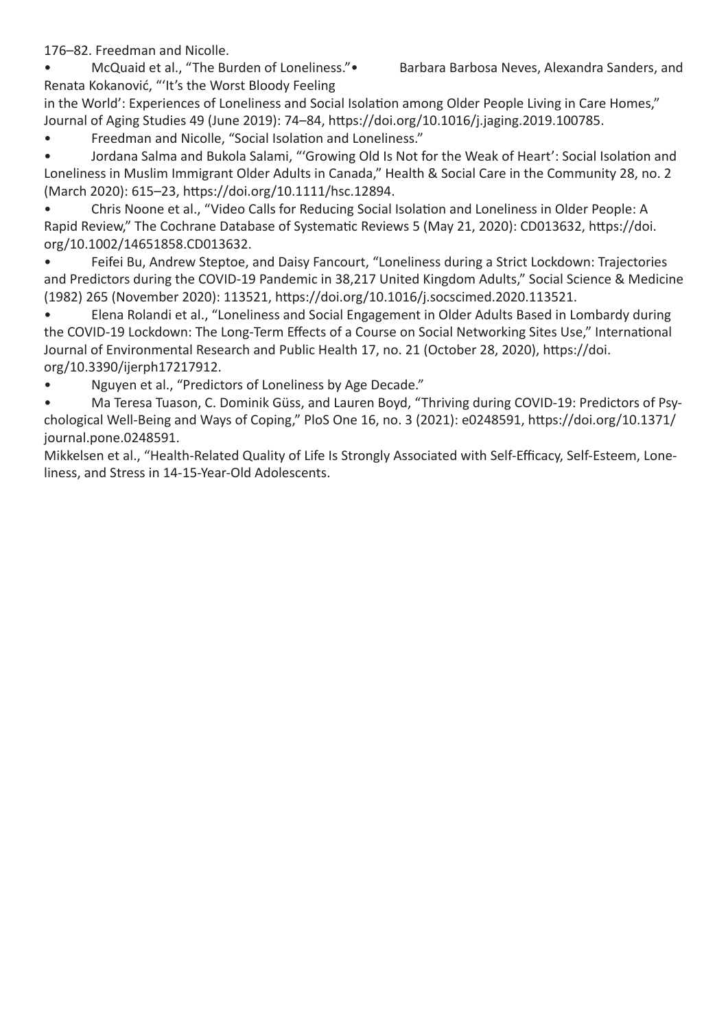176–82. Freedman and Nicolle.

- McQuaid et al., "The Burden of Loneliness."
- Barbara Barbosa Neves, Alexandra Sanders, and Renata Kokanović, "'It's the Worst Bloody Feeling in the World': Experiences of Loneliness and Social Isolation among Older People Living in Care Homes," Journal of Aging Studies 49 (June 2019): 74–84, https://doi.org/10.1016/j.jaging.2019.100785.
- Freedman and Nicolle, "Social Isolation and Loneliness."
- Jordana Salma and Bukola Salami, "'Growing Old Is Not for the Weak of Heart': Social Isolation and Loneliness in Muslim Immigrant Older Adults in Canada," Health & Social Care in the Community 28, no. 2 (March 2020): 615–23, https://doi.org/10.1111/hsc.12894.
- Chris Noone et al., "Video Calls for Reducing Social Isolation and Loneliness in Older People: A Rapid Review," The Cochrane Database of Systematic Reviews 5 (May 21, 2020): CD013632, https://doi.org/10.1002/14651858.CD013632.
- Feifei Bu, Andrew Steptoe, and Daisy Fancourt, "Loneliness during a Strict Lockdown: Trajectories and Predictors during the COVID-19 Pandemic in 38,217 United Kingdom Adults," Social Science & Medicine (1982) 265 (November 2020): 113521, https://doi.org/10.1016/j.socscimed.2020.113521.
- Elena Rolandi et al., "Loneliness and Social Engagement in Older Adults Based in Lombardy during the COVID-19 Lockdown: The Long-Term Effects of a Course on Social Networking Sites Use," International Journal of Environmental Research and Public Health 17, no. 21 (October 28, 2020), https://doi.org/10.3390/ijerph17217912.
- Nguyen et al., "Predictors of Loneliness by Age Decade."
- Ma Teresa Tuason, C. Dominik Güss, and Lauren Boyd, "Thriving during COVID-19: Predictors of Psychological Well-Being and Ways of Coping," PloS One 16, no. 3 (2021): e0248591, https://doi.org/10.1371/journal.pone.0248591.

Mikkelsen et al., "Health-Related Quality of Life Is Strongly Associated with Self-Efficacy, Self-Esteem, Loneliness, and Stress in 14-15-Year-Old Adolescents.